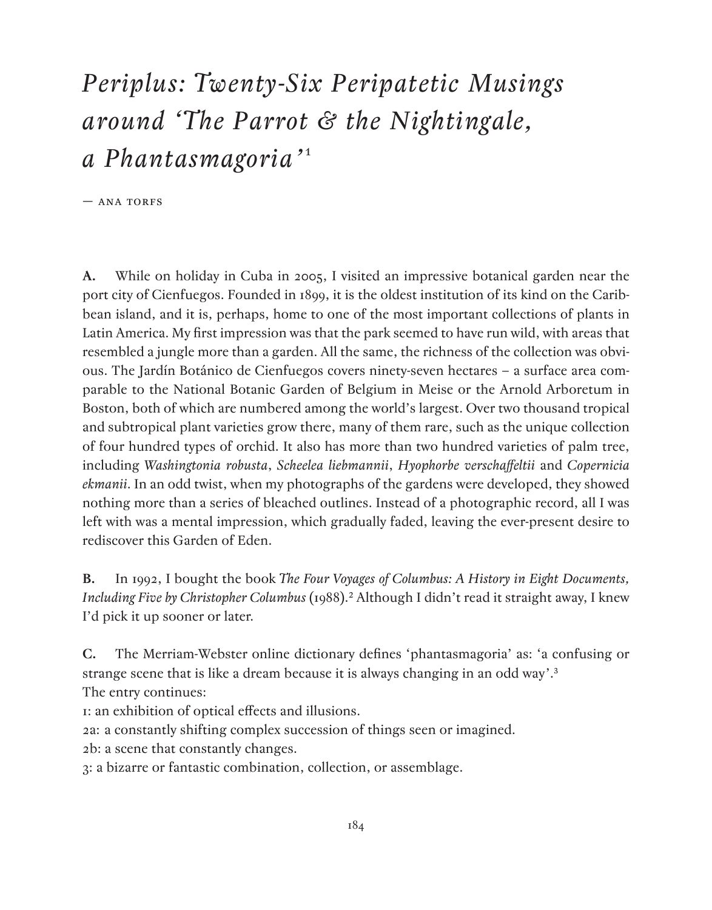# *Periplus: Twenty-Six Peripatetic Musings around 'The Parrot & the Nightingale, a Phantasmagoria'*[1]

— ANA TORFS

**A.** While on holiday in Cuba in 2005, I visited an impressive botanical garden near the port city of Cienfuegos. Founded in 1899, it is the oldest institution of its kind on the Caribbean island, and it is, perhaps, home to one of the most important collections of plants in Latin America. My first impression was that the park seemed to have run wild, with areas that resembled a jungle more than a garden. All the same, the richness of the collection was obvious. The Jardín Botánico de Cienfuegos covers ninety-seven hectares – a surface area comparable to the National Botanic Garden of Belgium in Meise or the Arnold Arboretum in Boston, both of which are numbered among the world's largest. Over two thousand tropical and subtropical plant varieties grow there, many of them rare, such as the unique collection of four hundred types of orchid. It also has more than two hundred varieties of palm tree, including *Washingtonia robusta*, *Scheelea liebmannii*, *Hyophorbe verschaffeltii* and *Copernicia ekmanii*. In an odd twist, when my photographs of the gardens were developed, they showed nothing more than a series of bleached outlines. Instead of a photographic record, all I was left with was a mental impression, which gradually faded, leaving the ever-present desire to rediscover this Garden of Eden.

**B.** In 1992, I bought the book *The Four Voyages of Columbus: A History in Eight Documents, Including Five by Christopher Columbus* (1988).[2] Although I didn't read it straight away, I knew I'd pick it up sooner or later.

**C.** The Merriam-Webster online dictionary defines 'phantasmagoria' as: 'a confusing or strange scene that is like a dream because it is always changing in an odd way'.[3]
The entry continues:
1: an exhibition of optical effects and illusions.
2a: a constantly shifting complex succession of things seen or imagined.
2b: a scene that constantly changes.
3: a bizarre or fantastic combination, collection, or assemblage.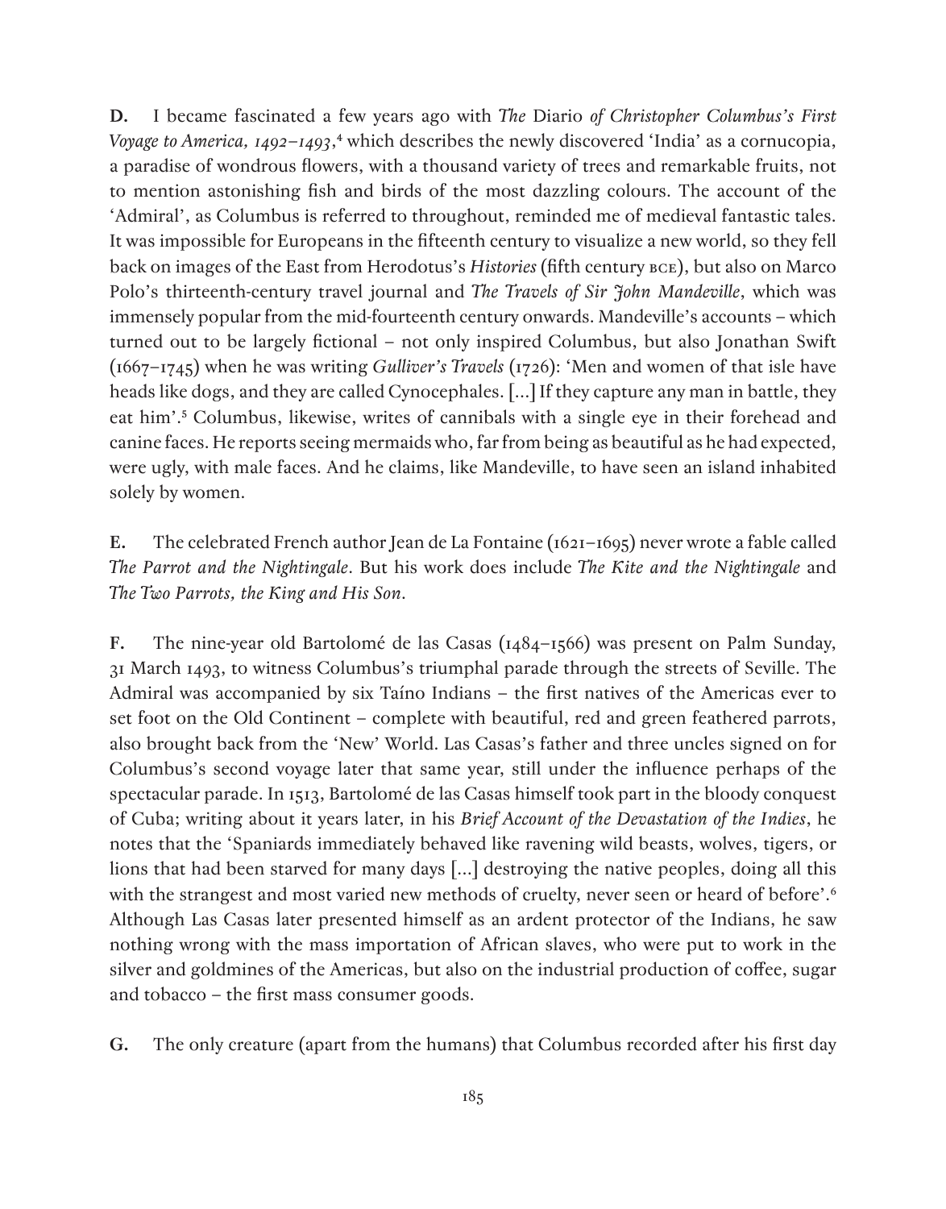**D.** I became fascinated a few years ago with *The* Diario *of Christopher Columbus's First Voyage to America, 1492–1493*,[4] which describes the newly discovered 'India' as a cornucopia, a paradise of wondrous flowers, with a thousand variety of trees and remarkable fruits, not to mention astonishing fish and birds of the most dazzling colours. The account of the 'Admiral', as Columbus is referred to throughout, reminded me of medieval fantastic tales. It was impossible for Europeans in the fifteenth century to visualize a new world, so they fell back on images of the East from Herodotus's *Histories* (fifth century BCE), but also on Marco Polo's thirteenth-century travel journal and *The Travels of Sir John Mandeville*, which was immensely popular from the mid-fourteenth century onwards. Mandeville's accounts – which turned out to be largely fictional – not only inspired Columbus, but also Jonathan Swift (1667–1745) when he was writing *Gulliver's Travels* (1726): 'Men and women of that isle have heads like dogs, and they are called Cynocephales. [...] If they capture any man in battle, they eat him'.[5] Columbus, likewise, writes of cannibals with a single eye in their forehead and canine faces. He reports seeing mermaids who, far from being as beautiful as he had expected, were ugly, with male faces. And he claims, like Mandeville, to have seen an island inhabited solely by women.

**E.** The celebrated French author Jean de La Fontaine (1621–1695) never wrote a fable called *The Parrot and the Nightingale*. But his work does include *The Kite and the Nightingale* and *The Two Parrots, the King and His Son*.

**F.** The nine-year old Bartolomé de las Casas (1484–1566) was present on Palm Sunday, 31 March 1493, to witness Columbus's triumphal parade through the streets of Seville. The Admiral was accompanied by six Taíno Indians – the first natives of the Americas ever to set foot on the Old Continent – complete with beautiful, red and green feathered parrots, also brought back from the 'New' World. Las Casas's father and three uncles signed on for Columbus's second voyage later that same year, still under the influence perhaps of the spectacular parade. In 1513, Bartolomé de las Casas himself took part in the bloody conquest of Cuba; writing about it years later, in his *Brief Account of the Devastation of the Indies*, he notes that the 'Spaniards immediately behaved like ravening wild beasts, wolves, tigers, or lions that had been starved for many days [...] destroying the native peoples, doing all this with the strangest and most varied new methods of cruelty, never seen or heard of before'.[6] Although Las Casas later presented himself as an ardent protector of the Indians, he saw nothing wrong with the mass importation of African slaves, who were put to work in the silver and goldmines of the Americas, but also on the industrial production of coffee, sugar and tobacco – the first mass consumer goods.

**G.** The only creature (apart from the humans) that Columbus recorded after his first day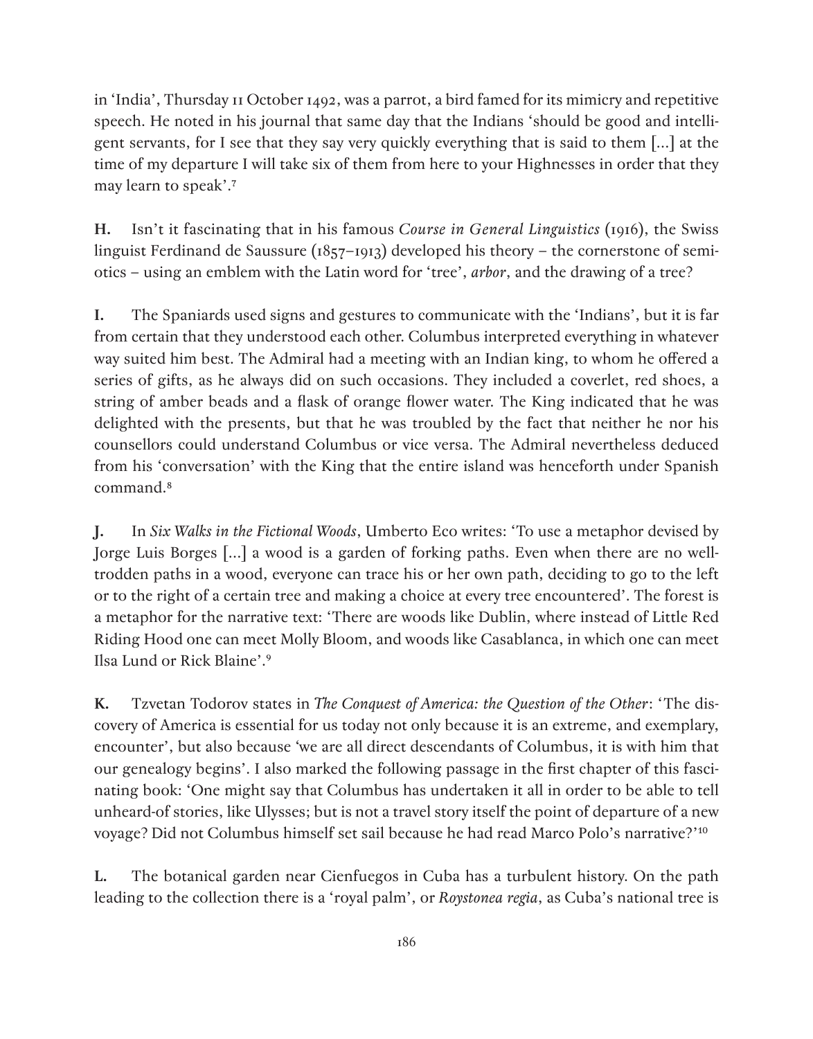in 'India', Thursday 11 October 1492, was a parrot, a bird famed for its mimicry and repetitive speech. He noted in his journal that same day that the Indians 'should be good and intelligent servants, for I see that they say very quickly everything that is said to them [...] at the time of my departure I will take six of them from here to your Highnesses in order that they may learn to speak'.[7]

**H.** Isn't it fascinating that in his famous *Course in General Linguistics* (1916), the Swiss linguist Ferdinand de Saussure (1857–1913) developed his theory – the cornerstone of semiotics – using an emblem with the Latin word for 'tree', *arbor*, and the drawing of a tree?

**I.** The Spaniards used signs and gestures to communicate with the 'Indians', but it is far from certain that they understood each other. Columbus interpreted everything in whatever way suited him best. The Admiral had a meeting with an Indian king, to whom he offered a series of gifts, as he always did on such occasions. They included a coverlet, red shoes, a string of amber beads and a flask of orange flower water. The King indicated that he was delighted with the presents, but that he was troubled by the fact that neither he nor his counsellors could understand Columbus or vice versa. The Admiral nevertheless deduced from his 'conversation' with the King that the entire island was henceforth under Spanish command.[8]

**J.** In *Six Walks in the Fictional Woods*, Umberto Eco writes: 'To use a metaphor devised by Jorge Luis Borges [...] a wood is a garden of forking paths. Even when there are no well-trodden paths in a wood, everyone can trace his or her own path, deciding to go to the left or to the right of a certain tree and making a choice at every tree encountered'. The forest is a metaphor for the narrative text: 'There are woods like Dublin, where instead of Little Red Riding Hood one can meet Molly Bloom, and woods like Casablanca, in which one can meet Ilsa Lund or Rick Blaine'.[9]

**K.** Tzvetan Todorov states in *The Conquest of America: the Question of the Other*: 'The discovery of America is essential for us today not only because it is an extreme, and exemplary, encounter', but also because 'we are all direct descendants of Columbus, it is with him that our genealogy begins'. I also marked the following passage in the first chapter of this fascinating book: 'One might say that Columbus has undertaken it all in order to be able to tell unheard-of stories, like Ulysses; but is not a travel story itself the point of departure of a new voyage? Did not Columbus himself set sail because he had read Marco Polo's narrative?'[10]

**L.** The botanical garden near Cienfuegos in Cuba has a turbulent history. On the path leading to the collection there is a 'royal palm', or *Roystonea regia*, as Cuba's national tree is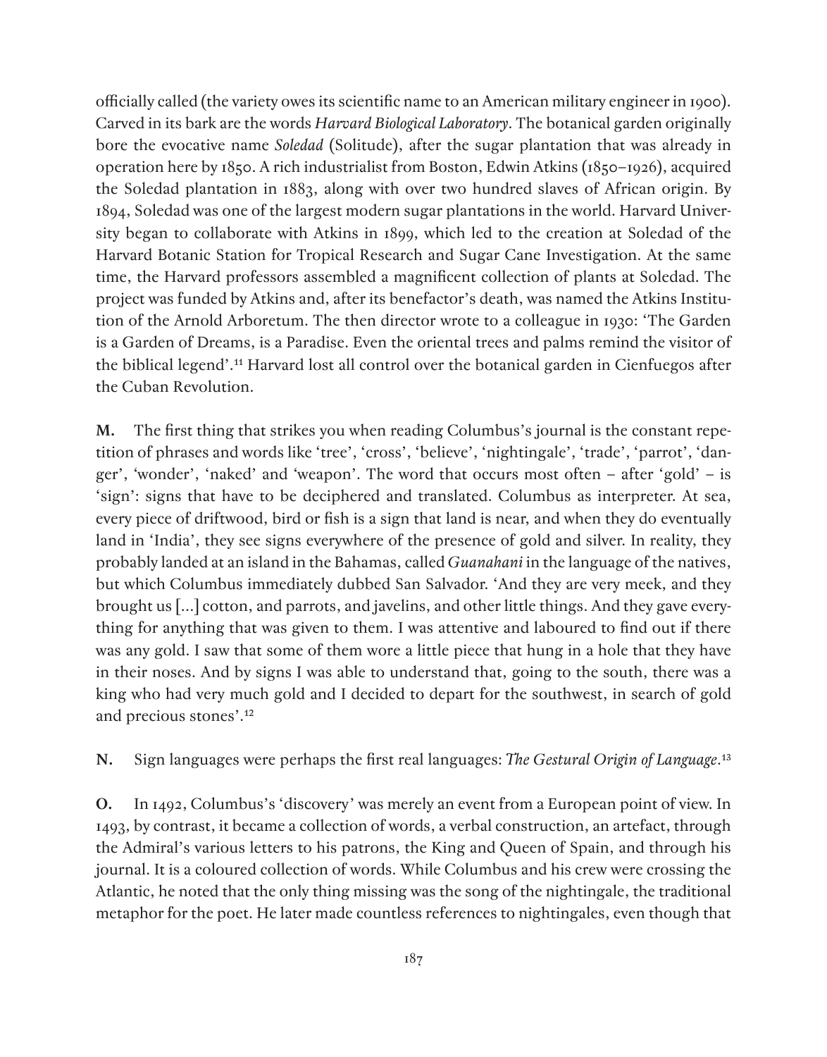officially called (the variety owes its scientific name to an American military engineer in 1900). Carved in its bark are the words *Harvard Biological Laboratory*. The botanical garden originally bore the evocative name *Soledad* (Solitude), after the sugar plantation that was already in operation here by 1850. A rich industrialist from Boston, Edwin Atkins (1850–1926), acquired the Soledad plantation in 1883, along with over two hundred slaves of African origin. By 1894, Soledad was one of the largest modern sugar plantations in the world. Harvard University began to collaborate with Atkins in 1899, which led to the creation at Soledad of the Harvard Botanic Station for Tropical Research and Sugar Cane Investigation. At the same time, the Harvard professors assembled a magnificent collection of plants at Soledad. The project was funded by Atkins and, after its benefactor's death, was named the Atkins Institution of the Arnold Arboretum. The then director wrote to a colleague in 1930: 'The Garden is a Garden of Dreams, is a Paradise. Even the oriental trees and palms remind the visitor of the biblical legend'.[11] Harvard lost all control over the botanical garden in Cienfuegos after the Cuban Revolution.

**M.** The first thing that strikes you when reading Columbus's journal is the constant repetition of phrases and words like 'tree', 'cross', 'believe', 'nightingale', 'trade', 'parrot', 'danger', 'wonder', 'naked' and 'weapon'. The word that occurs most often – after 'gold' – is 'sign': signs that have to be deciphered and translated. Columbus as interpreter. At sea, every piece of driftwood, bird or fish is a sign that land is near, and when they do eventually land in 'India', they see signs everywhere of the presence of gold and silver. In reality, they probably landed at an island in the Bahamas, called *Guanahani* in the language of the natives, but which Columbus immediately dubbed San Salvador. 'And they are very meek, and they brought us […] cotton, and parrots, and javelins, and other little things. And they gave everything for anything that was given to them. I was attentive and laboured to find out if there was any gold. I saw that some of them wore a little piece that hung in a hole that they have in their noses. And by signs I was able to understand that, going to the south, there was a king who had very much gold and I decided to depart for the southwest, in search of gold and precious stones'.[12]

**N.** Sign languages were perhaps the first real languages: *The Gestural Origin of Language*.[13]

**O.** In 1492, Columbus's 'discovery' was merely an event from a European point of view. In 1493, by contrast, it became a collection of words, a verbal construction, an artefact, through the Admiral's various letters to his patrons, the King and Queen of Spain, and through his journal. It is a coloured collection of words. While Columbus and his crew were crossing the Atlantic, he noted that the only thing missing was the song of the nightingale, the traditional metaphor for the poet. He later made countless references to nightingales, even though that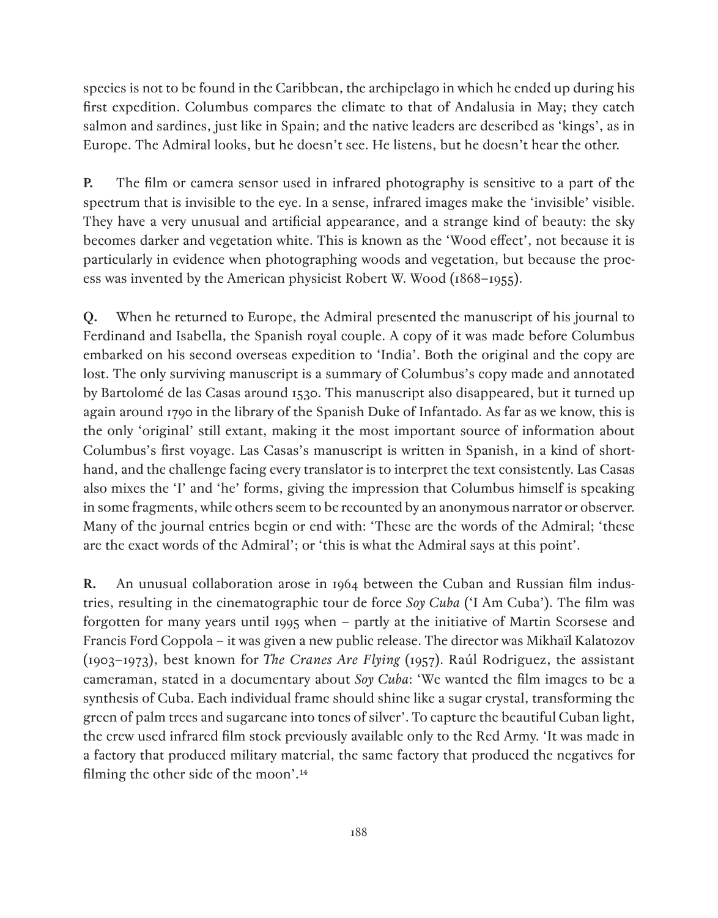species is not to be found in the Caribbean, the archipelago in which he ended up during his first expedition. Columbus compares the climate to that of Andalusia in May; they catch salmon and sardines, just like in Spain; and the native leaders are described as 'kings', as in Europe. The Admiral looks, but he doesn't see. He listens, but he doesn't hear the other.

**P.** The film or camera sensor used in infrared photography is sensitive to a part of the spectrum that is invisible to the eye. In a sense, infrared images make the 'invisible' visible. They have a very unusual and artificial appearance, and a strange kind of beauty: the sky becomes darker and vegetation white. This is known as the 'Wood effect', not because it is particularly in evidence when photographing woods and vegetation, but because the process was invented by the American physicist Robert W. Wood (1868–1955).

**Q.** When he returned to Europe, the Admiral presented the manuscript of his journal to Ferdinand and Isabella, the Spanish royal couple. A copy of it was made before Columbus embarked on his second overseas expedition to 'India'. Both the original and the copy are lost. The only surviving manuscript is a summary of Columbus's copy made and annotated by Bartolomé de las Casas around 1530. This manuscript also disappeared, but it turned up again around 1790 in the library of the Spanish Duke of Infantado. As far as we know, this is the only 'original' still extant, making it the most important source of information about Columbus's first voyage. Las Casas's manuscript is written in Spanish, in a kind of shorthand, and the challenge facing every translator is to interpret the text consistently. Las Casas also mixes the 'I' and 'he' forms, giving the impression that Columbus himself is speaking in some fragments, while others seem to be recounted by an anonymous narrator or observer. Many of the journal entries begin or end with: 'These are the words of the Admiral; 'these are the exact words of the Admiral'; or 'this is what the Admiral says at this point'.

**R.** An unusual collaboration arose in 1964 between the Cuban and Russian film industries, resulting in the cinematographic tour de force *Soy Cuba* ('I Am Cuba'). The film was forgotten for many years until 1995 when – partly at the initiative of Martin Scorsese and Francis Ford Coppola – it was given a new public release. The director was Mikhaïl Kalatozov (1903–1973), best known for *The Cranes Are Flying* (1957). Raúl Rodriguez, the assistant cameraman, stated in a documentary about *Soy Cuba*: 'We wanted the film images to be a synthesis of Cuba. Each individual frame should shine like a sugar crystal, transforming the green of palm trees and sugarcane into tones of silver'. To capture the beautiful Cuban light, the crew used infrared film stock previously available only to the Red Army. 'It was made in a factory that produced military material, the same factory that produced the negatives for filming the other side of the moon'.[14]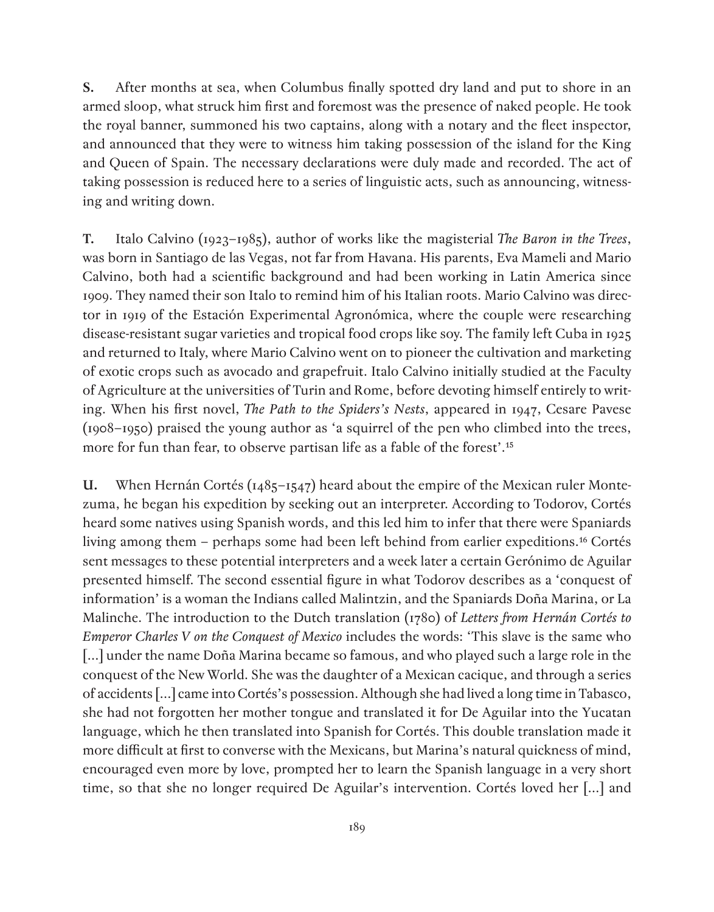**S.** After months at sea, when Columbus finally spotted dry land and put to shore in an armed sloop, what struck him first and foremost was the presence of naked people. He took the royal banner, summoned his two captains, along with a notary and the fleet inspector, and announced that they were to witness him taking possession of the island for the King and Queen of Spain. The necessary declarations were duly made and recorded. The act of taking possession is reduced here to a series of linguistic acts, such as announcing, witnessing and writing down.

**T.** Italo Calvino (1923–1985), author of works like the magisterial *The Baron in the Trees*, was born in Santiago de las Vegas, not far from Havana. His parents, Eva Mameli and Mario Calvino, both had a scientific background and had been working in Latin America since 1909. They named their son Italo to remind him of his Italian roots. Mario Calvino was director in 1919 of the Estación Experimental Agronómica, where the couple were researching disease-resistant sugar varieties and tropical food crops like soy. The family left Cuba in 1925 and returned to Italy, where Mario Calvino went on to pioneer the cultivation and marketing of exotic crops such as avocado and grapefruit. Italo Calvino initially studied at the Faculty of Agriculture at the universities of Turin and Rome, before devoting himself entirely to writing. When his first novel, *The Path to the Spiders's Nests*, appeared in 1947, Cesare Pavese (1908–1950) praised the young author as 'a squirrel of the pen who climbed into the trees, more for fun than fear, to observe partisan life as a fable of the forest'.[15]

**U.** When Hernán Cortés (1485–1547) heard about the empire of the Mexican ruler Montezuma, he began his expedition by seeking out an interpreter. According to Todorov, Cortés heard some natives using Spanish words, and this led him to infer that there were Spaniards living among them – perhaps some had been left behind from earlier expeditions.[16] Cortés sent messages to these potential interpreters and a week later a certain Gerónimo de Aguilar presented himself. The second essential figure in what Todorov describes as a 'conquest of information' is a woman the Indians called Malintzin, and the Spaniards Doña Marina, or La Malinche. The introduction to the Dutch translation (1780) of *Letters from Hernán Cortés to Emperor Charles V on the Conquest of Mexico* includes the words: 'This slave is the same who [...] under the name Doña Marina became so famous, and who played such a large role in the conquest of the New World. She was the daughter of a Mexican cacique, and through a series of accidents [...] came into Cortés's possession. Although she had lived a long time in Tabasco, she had not forgotten her mother tongue and translated it for De Aguilar into the Yucatan language, which he then translated into Spanish for Cortés. This double translation made it more difficult at first to converse with the Mexicans, but Marina's natural quickness of mind, encouraged even more by love, prompted her to learn the Spanish language in a very short time, so that she no longer required De Aguilar's intervention. Cortés loved her [...] and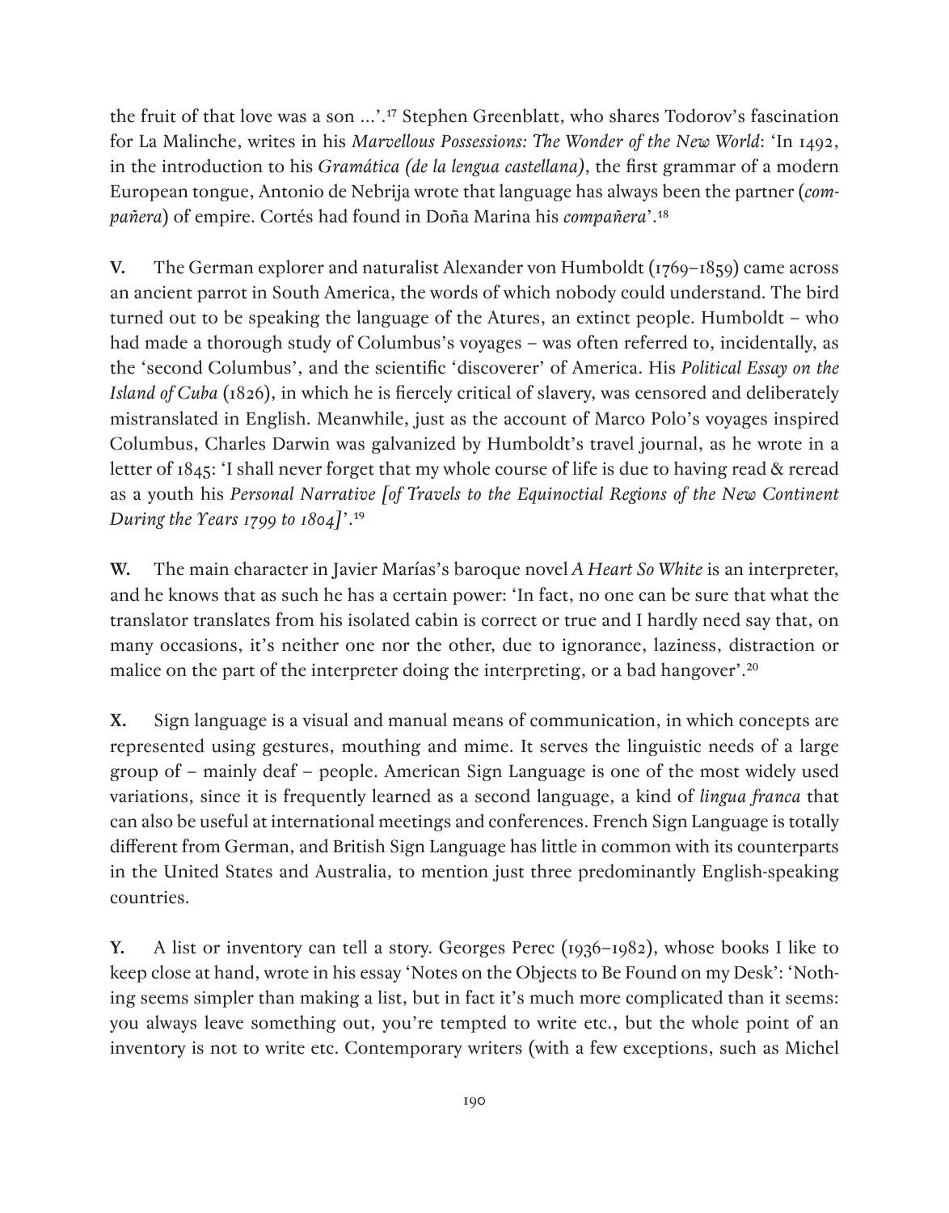the fruit of that love was a son ...'.[17] Stephen Greenblatt, who shares Todorov's fascination for La Malinche, writes in his *Marvellous Possessions: The Wonder of the New World*: 'In 1492, in the introduction to his *Gramática (de la lengua castellana)*, the first grammar of a modern European tongue, Antonio de Nebrija wrote that language has always been the partner (*compañera*) of empire. Cortés had found in Doña Marina his *compañera*'.[18]

**V.** The German explorer and naturalist Alexander von Humboldt (1769–1859) came across an ancient parrot in South America, the words of which nobody could understand. The bird turned out to be speaking the language of the Atures, an extinct people. Humboldt – who had made a thorough study of Columbus's voyages – was often referred to, incidentally, as the 'second Columbus', and the scientific 'discoverer' of America. His *Political Essay on the Island of Cuba* (1826), in which he is fiercely critical of slavery, was censored and deliberately mistranslated in English. Meanwhile, just as the account of Marco Polo's voyages inspired Columbus, Charles Darwin was galvanized by Humboldt's travel journal, as he wrote in a letter of 1845: 'I shall never forget that my whole course of life is due to having read & reread as a youth his *Personal Narrative [of Travels to the Equinoctial Regions of the New Continent During the Years 1799 to 1804]*'.[19]

**W.** The main character in Javier Marías's baroque novel *A Heart So White* is an interpreter, and he knows that as such he has a certain power: 'In fact, no one can be sure that what the translator translates from his isolated cabin is correct or true and I hardly need say that, on many occasions, it's neither one nor the other, due to ignorance, laziness, distraction or malice on the part of the interpreter doing the interpreting, or a bad hangover'.[20]

**X.** Sign language is a visual and manual means of communication, in which concepts are represented using gestures, mouthing and mime. It serves the linguistic needs of a large group of – mainly deaf – people. American Sign Language is one of the most widely used variations, since it is frequently learned as a second language, a kind of *lingua franca* that can also be useful at international meetings and conferences. French Sign Language is totally different from German, and British Sign Language has little in common with its counterparts in the United States and Australia, to mention just three predominantly English-speaking countries.

**Y.** A list or inventory can tell a story. Georges Perec (1936–1982), whose books I like to keep close at hand, wrote in his essay 'Notes on the Objects to Be Found on my Desk': 'Nothing seems simpler than making a list, but in fact it's much more complicated than it seems: you always leave something out, you're tempted to write etc., but the whole point of an inventory is not to write etc. Contemporary writers (with a few exceptions, such as Michel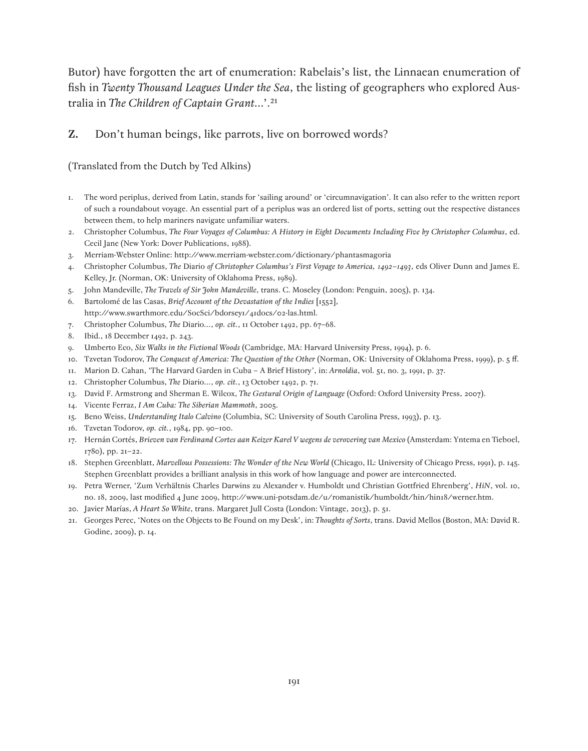Butor) have forgotten the art of enumeration: Rabelais's list, the Linnaean enumeration of fish in *Twenty Thousand Leagues Under the Sea*, the listing of geographers who explored Australia in *The Children of Captain Grant*...'.[21]

**Z.** Don't human beings, like parrots, live on borrowed words?

(Translated from the Dutch by Ted Alkins)

1. The word periplus, derived from Latin, stands for 'sailing around' or 'circumnavigation'. It can also refer to the written report of such a roundabout voyage. An essential part of a periplus was an ordered list of ports, setting out the respective distances between them, to help mariners navigate unfamiliar waters.
2. Christopher Columbus, *The Four Voyages of Columbus: A History in Eight Documents Including Five by Christopher Columbus*, ed. Cecil Jane (New York: Dover Publications, 1988).
3. Merriam-Webster Online: http://www.merriam-webster.com/dictionary/phantasmagoria
4. Christopher Columbus, *The* Diario *of Christopher Columbus's First Voyage to America, 1492–1493*, eds Oliver Dunn and James E. Kelley, Jr. (Norman, OK: University of Oklahoma Press, 1989).
5. John Mandeville, *The Travels of Sir John Mandeville*, trans. C. Moseley (London: Penguin, 2005), p. 134.
6. Bartolomé de las Casas, *Brief Account of the Devastation of the Indies* [1552], http://www.swarthmore.edu/SocSci/bdorsey1/41docs/02-las.html.
7. Christopher Columbus, *The* Diario..., *op. cit.*, 11 October 1492, pp. 67–68.
8. Ibid., 18 December 1492, p. 243.
9. Umberto Eco, *Six Walks in the Fictional Woods* (Cambridge, MA: Harvard University Press, 1994), p. 6.
10. Tzvetan Todorov, *The Conquest of America: The Question of the Other* (Norman, OK: University of Oklahoma Press, 1999), p. 5 ff.
11. Marion D. Cahan, 'The Harvard Garden in Cuba – A Brief History', in: *Arnoldia*, vol. 51, no. 3, 1991, p. 37.
12. Christopher Columbus, *The* Diario..., *op. cit.*, 13 October 1492, p. 71.
13. David F. Armstrong and Sherman E. Wilcox, *The Gestural Origin of Language* (Oxford: Oxford University Press, 2007).
14. Vicente Ferraz, *I Am Cuba: The Siberian Mammoth*, 2005.
15. Beno Weiss, *Understanding Italo Calvino* (Columbia, SC: University of South Carolina Press, 1993), p. 13.
16. Tzvetan Todorov, *op. cit.*, 1984, pp. 90–100.
17. Hernán Cortés, *Brieven van Ferdinand Cortes aan Keizer Karel V wegens de verovering van Mexico* (Amsterdam: Yntema en Tieboel, 1780), pp. 21–22.
18. Stephen Greenblatt, *Marvellous Possessions: The Wonder of the New World* (Chicago, IL: University of Chicago Press, 1991), p. 145. Stephen Greenblatt provides a brilliant analysis in this work of how language and power are interconnected.
19. Petra Werner, 'Zum Verhältnis Charles Darwins zu Alexander v. Humboldt und Christian Gottfried Ehrenberg', *HiN*, vol. 10, no. 18, 2009, last modified 4 June 2009, http://www.uni-potsdam.de/u/romanistik/humboldt/hin/hin18/werner.htm.
20. Javier Marías, *A Heart So White*, trans. Margaret Jull Costa (London: Vintage, 2013), p. 51.
21. Georges Perec, 'Notes on the Objects to Be Found on my Desk', in: *Thoughts of Sorts*, trans. David Mellos (Boston, MA: David R. Godine, 2009), p. 14.